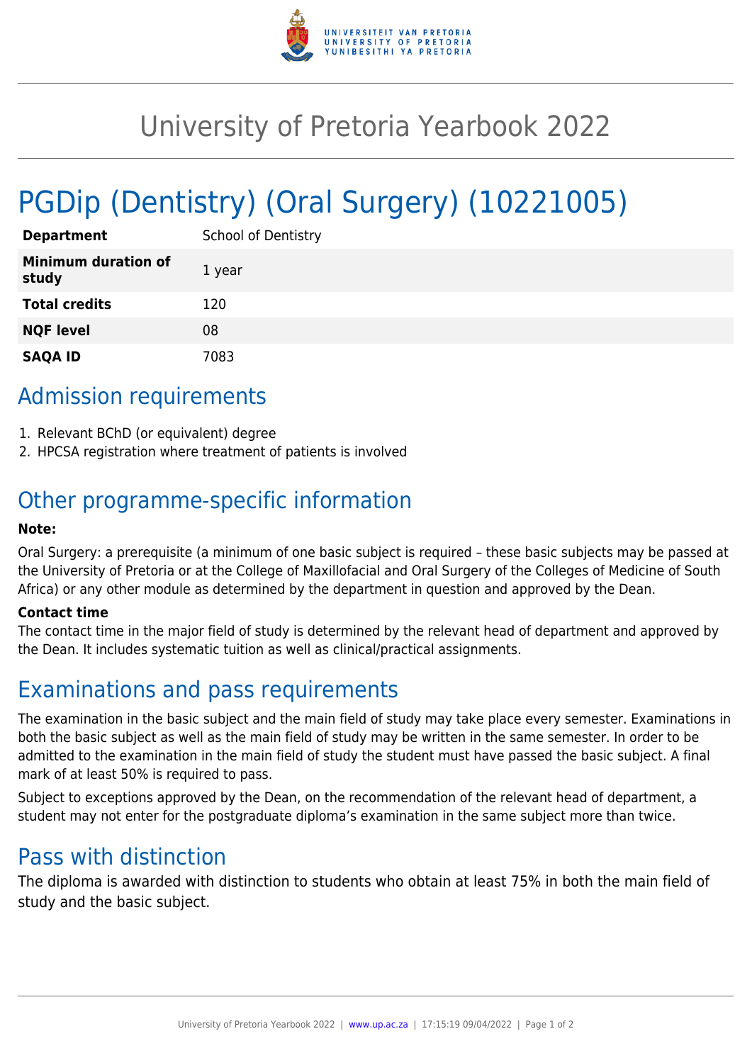# University of Pretoria Yearbook 2022

# PGDip (Dentistry) (Oral Surgery) (10221005)

| | |
|---|---|
| **Department** | School of Dentistry |
| **Minimum duration of study** | 1 year |
| **Total credits** | 120 |
| **NQF level** | 08 |
| **SAQA ID** | 7083 |

## Admission requirements

1. Relevant BChD (or equivalent) degree
2. HPCSA registration where treatment of patients is involved

## Other programme-specific information

**Note:**

Oral Surgery: a prerequisite (a minimum of one basic subject is required – these basic subjects may be passed at the University of Pretoria or at the College of Maxillofacial and Oral Surgery of the Colleges of Medicine of South Africa) or any other module as determined by the department in question and approved by the Dean.

**Contact time**

The contact time in the major field of study is determined by the relevant head of department and approved by the Dean. It includes systematic tuition as well as clinical/practical assignments.

## Examinations and pass requirements

The examination in the basic subject and the main field of study may take place every semester. Examinations in both the basic subject as well as the main field of study may be written in the same semester. In order to be admitted to the examination in the main field of study the student must have passed the basic subject. A final mark of at least 50% is required to pass.

Subject to exceptions approved by the Dean, on the recommendation of the relevant head of department, a student may not enter for the postgraduate diploma's examination in the same subject more than twice.

## Pass with distinction

The diploma is awarded with distinction to students who obtain at least 75% in both the main field of study and the basic subject.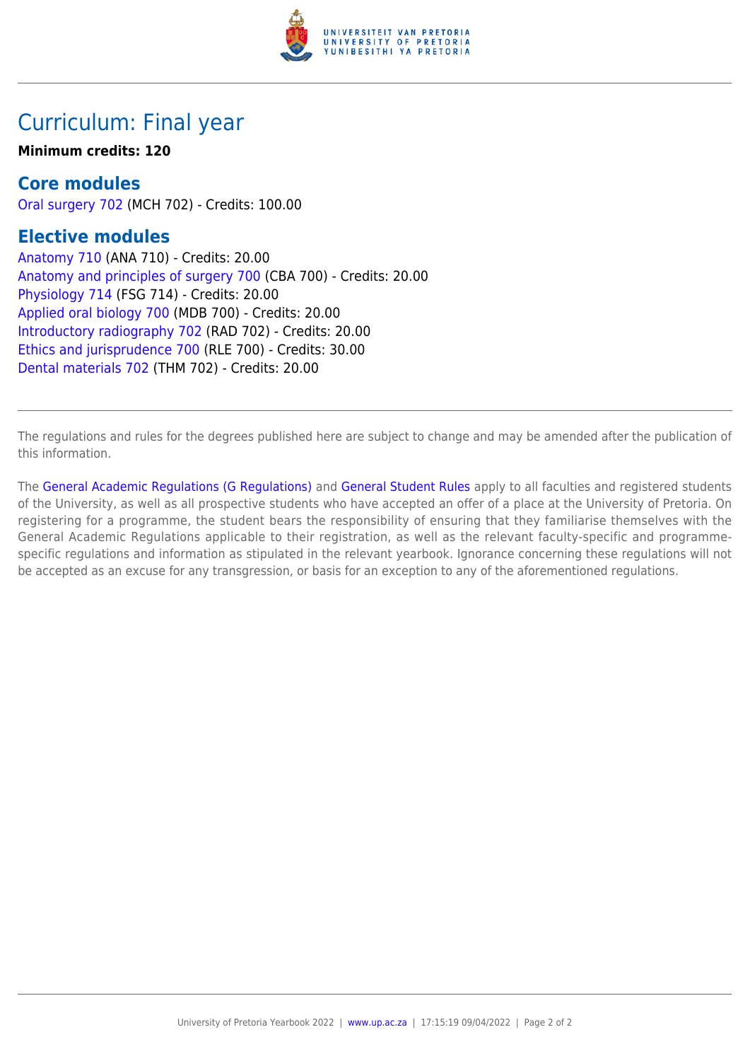# Curriculum: Final year

**Minimum credits: 120**

## Core modules

Oral surgery 702 (MCH 702) - Credits: 100.00

## Elective modules

Anatomy 710 (ANA 710) - Credits: 20.00
Anatomy and principles of surgery 700 (CBA 700) - Credits: 20.00
Physiology 714 (FSG 714) - Credits: 20.00
Applied oral biology 700 (MDB 700) - Credits: 20.00
Introductory radiography 702 (RAD 702) - Credits: 20.00
Ethics and jurisprudence 700 (RLE 700) - Credits: 30.00
Dental materials 702 (THM 702) - Credits: 20.00

---

The regulations and rules for the degrees published here are subject to change and may be amended after the publication of this information.

The General Academic Regulations (G Regulations) and General Student Rules apply to all faculties and registered students of the University, as well as all prospective students who have accepted an offer of a place at the University of Pretoria. On registering for a programme, the student bears the responsibility of ensuring that they familiarise themselves with the General Academic Regulations applicable to their registration, as well as the relevant faculty-specific and programme-specific regulations and information as stipulated in the relevant yearbook. Ignorance concerning these regulations will not be accepted as an excuse for any transgression, or basis for an exception to any of the aforementioned regulations.